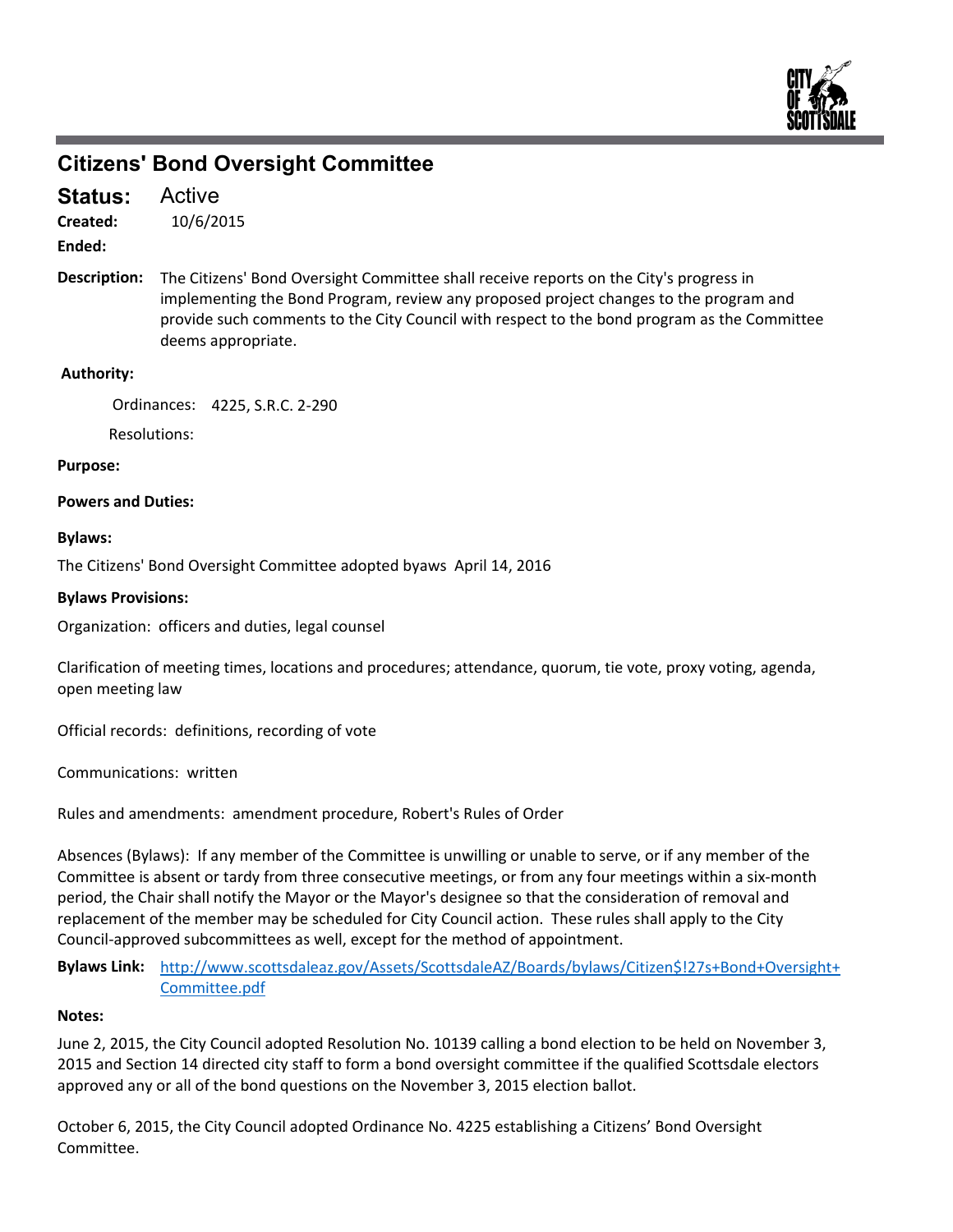# Citizens' Bond Oversight Committee

**Status:** Active

**Created:** 10/6/2015

**Ended:**

**Description:** The Citizens' Bond Oversight Committee shall receive reports on the City's progress in implementing the Bond Program, review any proposed project changes to the program and provide such comments to the City Council with respect to the bond program as the Committee deems appropriate.

**Authority:**

Ordinances: 4225, S.R.C. 2-290

Resolutions:

**Purpose:**

**Powers and Duties:**

**Bylaws:**

The Citizens' Bond Oversight Committee adopted byaws April 14, 2016

**Bylaws Provisions:**

Organization: officers and duties, legal counsel

Clarification of meeting times, locations and procedures; attendance, quorum, tie vote, proxy voting, agenda, open meeting law

Official records: definitions, recording of vote

Communications: written

Rules and amendments: amendment procedure, Robert's Rules of Order

Absences (Bylaws): If any member of the Committee is unwilling or unable to serve, or if any member of the Committee is absent or tardy from three consecutive meetings, or from any four meetings within a six-month period, the Chair shall notify the Mayor or the Mayor's designee so that the consideration of removal and replacement of the member may be scheduled for City Council action. These rules shall apply to the City Council-approved subcommittees as well, except for the method of appointment.

**Bylaws Link:** http://www.scottsdaleaz.gov/Assets/ScottsdaleAZ/Boards/bylaws/Citizen$!27s+Bond+Oversight+Committee.pdf

**Notes:**

June 2, 2015, the City Council adopted Resolution No. 10139 calling a bond election to be held on November 3, 2015 and Section 14 directed city staff to form a bond oversight committee if the qualified Scottsdale electors approved any or all of the bond questions on the November 3, 2015 election ballot.

October 6, 2015, the City Council adopted Ordinance No. 4225 establishing a Citizens' Bond Oversight Committee.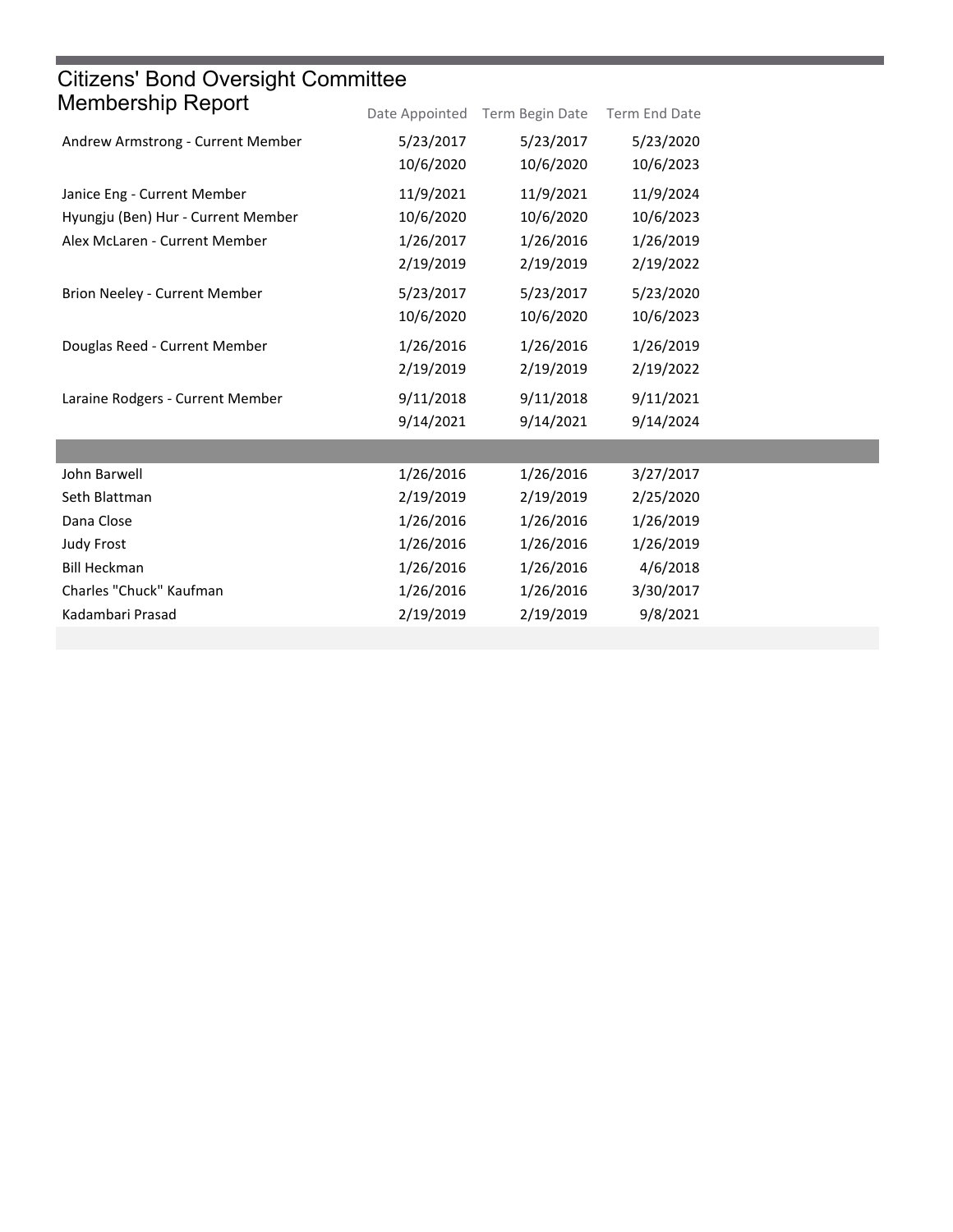# Citizens' Bond Oversight Committee Membership Report

| | Date Appointed | Term Begin Date | Term End Date |
|---|---|---|---|
| Andrew Armstrong - Current Member | 5/23/2017 | 5/23/2017 | 5/23/2020 |
| | 10/6/2020 | 10/6/2020 | 10/6/2023 |
| Janice Eng - Current Member | 11/9/2021 | 11/9/2021 | 11/9/2024 |
| Hyungju (Ben) Hur - Current Member | 10/6/2020 | 10/6/2020 | 10/6/2023 |
| Alex McLaren - Current Member | 1/26/2017 | 1/26/2016 | 1/26/2019 |
| | 2/19/2019 | 2/19/2019 | 2/19/2022 |
| Brion Neeley - Current Member | 5/23/2017 | 5/23/2017 | 5/23/2020 |
| | 10/6/2020 | 10/6/2020 | 10/6/2023 |
| Douglas Reed - Current Member | 1/26/2016 | 1/26/2016 | 1/26/2019 |
| | 2/19/2019 | 2/19/2019 | 2/19/2022 |
| Laraine Rodgers - Current Member | 9/11/2018 | 9/11/2018 | 9/11/2021 |
| | 9/14/2021 | 9/14/2021 | 9/14/2024 |

| | Date Appointed | Term Begin Date | Term End Date |
|---|---|---|---|
| John Barwell | 1/26/2016 | 1/26/2016 | 3/27/2017 |
| Seth Blattman | 2/19/2019 | 2/19/2019 | 2/25/2020 |
| Dana Close | 1/26/2016 | 1/26/2016 | 1/26/2019 |
| Judy Frost | 1/26/2016 | 1/26/2016 | 1/26/2019 |
| Bill Heckman | 1/26/2016 | 1/26/2016 | 4/6/2018 |
| Charles "Chuck" Kaufman | 1/26/2016 | 1/26/2016 | 3/30/2017 |
| Kadambari Prasad | 2/19/2019 | 2/19/2019 | 9/8/2021 |